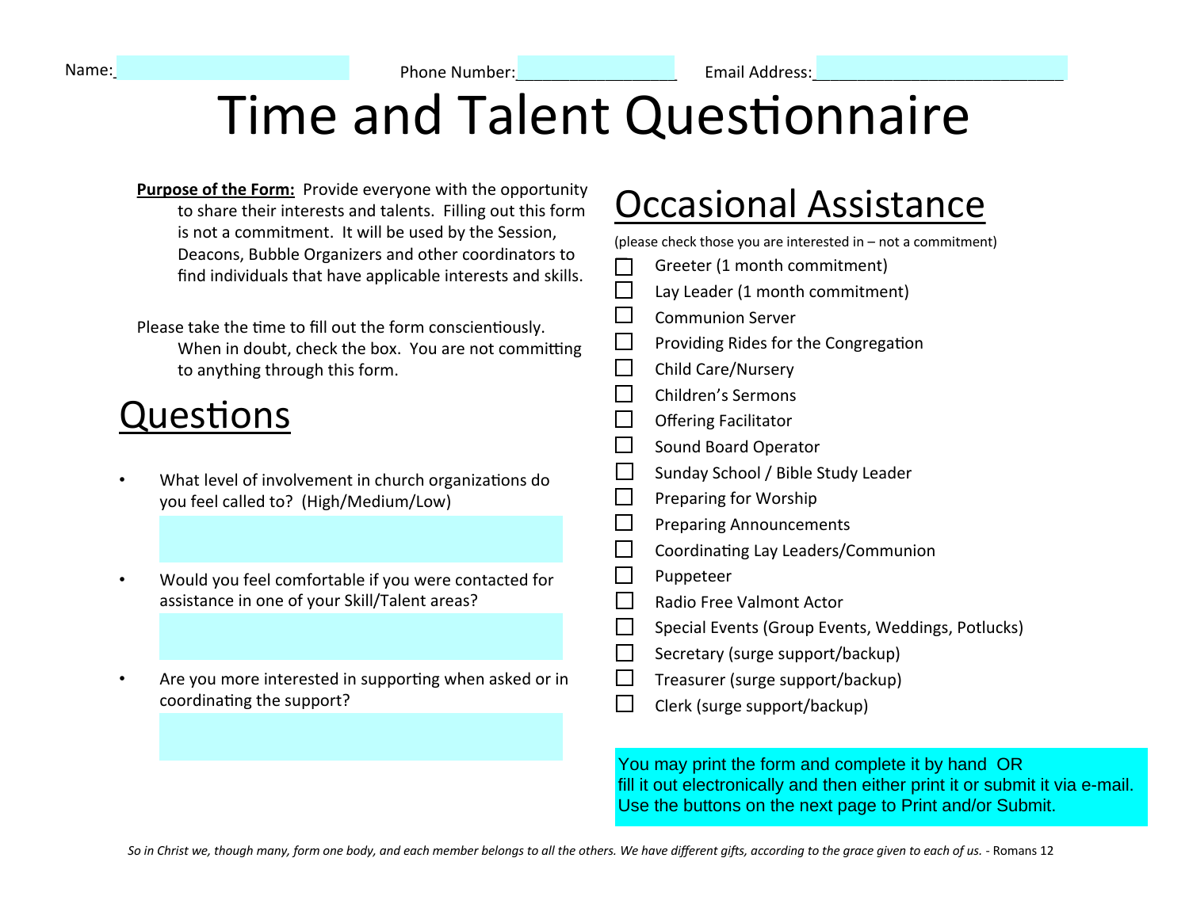Name: ____________________ Phone Number: ____________________ Email Address: ____________________

# Time and Talent Questionnaire

**Purpose of the Form:** Provide everyone with the opportunity to share their interests and talents. Filling out this form is not a commitment. It will be used by the Session, Deacons, Bubble Organizers and other coordinators to find individuals that have applicable interests and skills.

Please take the time to fill out the form conscientiously. When in doubt, check the box. You are not committing to anything through this form.

## Questions

- What level of involvement in church organizations do you feel called to? (High/Medium/Low)

- Would you feel comfortable if you were contacted for assistance in one of your Skill/Talent areas?

- Are you more interested in supporting when asked or in coordinating the support?

## Occasional Assistance

(please check those you are interested in – not a commitment)

- ☐ Greeter (1 month commitment)
- ☐ Lay Leader (1 month commitment)
- ☐ Communion Server
- ☐ Providing Rides for the Congregation
- ☐ Child Care/Nursery
- ☐ Children's Sermons
- ☐ Offering Facilitator
- ☐ Sound Board Operator
- ☐ Sunday School / Bible Study Leader
- ☐ Preparing for Worship
- ☐ Preparing Announcements
- ☐ Coordinating Lay Leaders/Communion
- ☐ Puppeteer
- ☐ Radio Free Valmont Actor
- ☐ Special Events (Group Events, Weddings, Potlucks)
- ☐ Secretary (surge support/backup)
- ☐ Treasurer (surge support/backup)
- ☐ Clerk (surge support/backup)

You may print the form and complete it by hand OR
fill it out electronically and then either print it or submit it via e-mail.
Use the buttons on the next page to Print and/or Submit.

*So in Christ we, though many, form one body, and each member belongs to all the others. We have different gifts, according to the grace given to each of us.* - Romans 12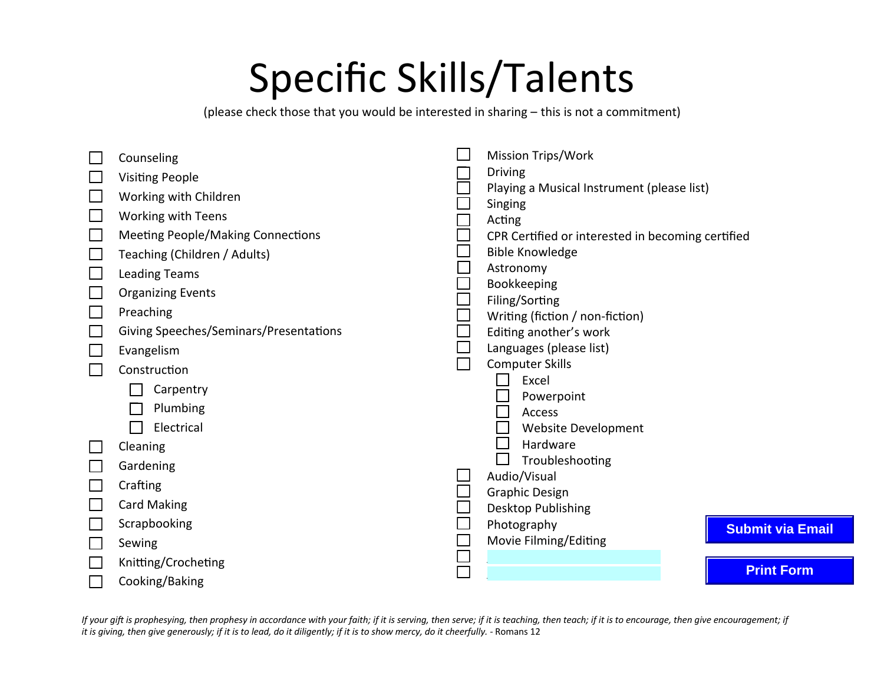# Specific Skills/Talents

(please check those that you would be interested in sharing – this is not a commitment)

- [ ] Counseling
- [ ] Visiting People
- [ ] Working with Children
- [ ] Working with Teens
- [ ] Meeting People/Making Connections
- [ ] Teaching (Children / Adults)
- [ ] Leading Teams
- [ ] Organizing Events
- [ ] Preaching
- [ ] Giving Speeches/Seminars/Presentations
- [ ] Evangelism
- [ ] Construction
  - [ ] Carpentry
  - [ ] Plumbing
  - [ ] Electrical
- [ ] Cleaning
- [ ] Gardening
- [ ] Crafting
- [ ] Card Making
- [ ] Scrapbooking
- [ ] Sewing
- [ ] Knitting/Crocheting
- [ ] Cooking/Baking
- [ ] Mission Trips/Work
- [ ] Driving
- [ ] Playing a Musical Instrument (please list)
- [ ] Singing
- [ ] Acting
- [ ] CPR Certified or interested in becoming certified
- [ ] Bible Knowledge
- [ ] Astronomy
- [ ] Bookkeeping
- [ ] Filing/Sorting
- [ ] Writing (fiction / non-fiction)
- [ ] Editing another's work
- [ ] Languages (please list)
- [ ] Computer Skills
  - [ ] Excel
  - [ ] Powerpoint
  - [ ] Access
  - [ ] Website Development
  - [ ] Hardware
  - [ ] Troubleshooting
- [ ] Audio/Visual
- [ ] Graphic Design
- [ ] Desktop Publishing
- [ ] Photography
- [ ] Movie Filming/Editing
- [ ] 
- [ ] 

Submit via Email

Print Form

*If your gift is prophesying, then prophesy in accordance with your faith; if it is serving, then serve; if it is teaching, then teach; if it is to encourage, then give encouragement; if it is giving, then give generously; if it is to lead, do it diligently; if it is to show mercy, do it cheerfully.* - Romans 12